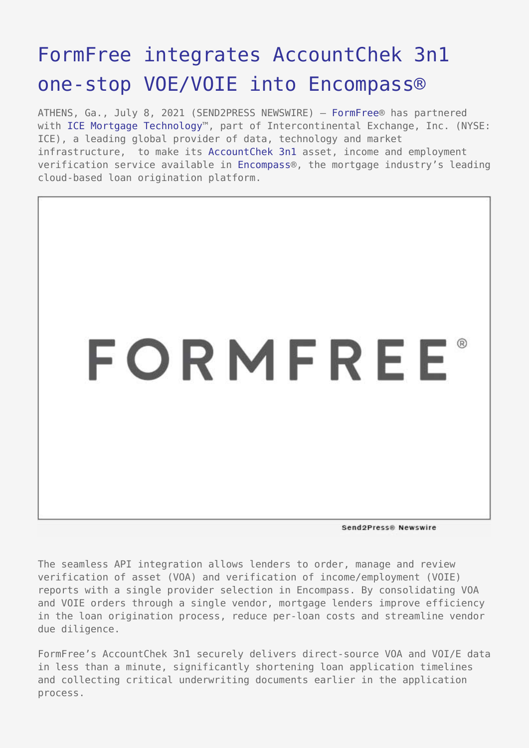# FormFree integrates AccountChek 3n1 one-stop VOE/VOIE into Encompass®

ATHENS, Ga., July 8, 2021 (SEND2PRESS NEWSWIRE) — FormFree® has partnered with ICE Mortgage Technology™, part of Intercontinental Exchange, Inc. (NYSE: ICE), a leading global provider of data, technology and market infrastructure, to make its AccountChek 3n1 asset, income and employment verification service available in Encompass®, the mortgage industry's leading cloud-based loan origination platform.

The seamless API integration allows lenders to order, manage and review verification of asset (VOA) and verification of income/employment (VOIE) reports with a single provider selection in Encompass. By consolidating VOA and VOIE orders through a single vendor, mortgage lenders improve efficiency in the loan origination process, reduce per-loan costs and streamline vendor due diligence.

FormFree's AccountChek 3n1 securely delivers direct-source VOA and VOI/E data in less than a minute, significantly shortening loan application timelines and collecting critical underwriting documents earlier in the application process.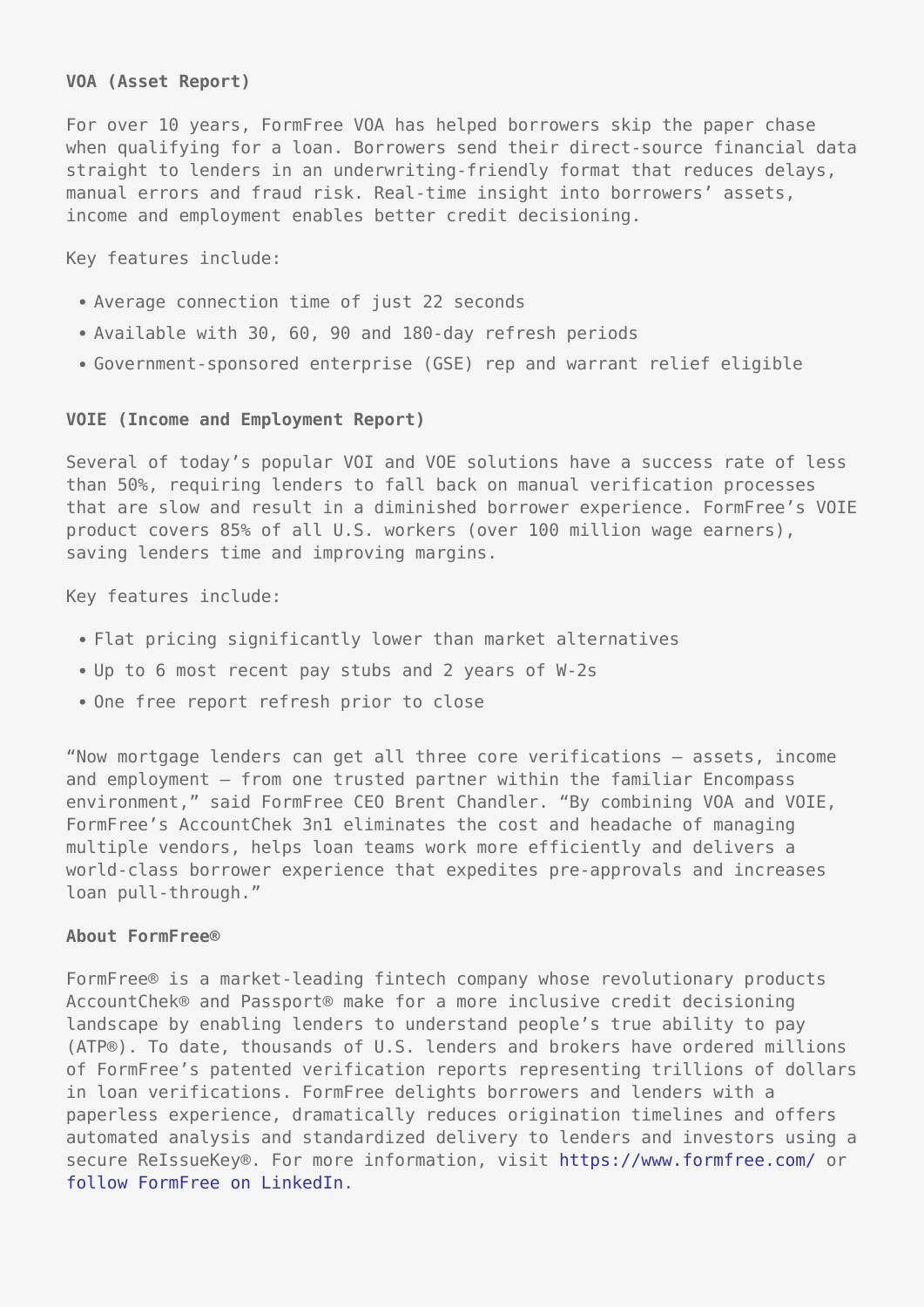**VOA (Asset Report)**

For over 10 years, FormFree VOA has helped borrowers skip the paper chase when qualifying for a loan. Borrowers send their direct-source financial data straight to lenders in an underwriting-friendly format that reduces delays, manual errors and fraud risk. Real-time insight into borrowers' assets, income and employment enables better credit decisioning.

Key features include:

- Average connection time of just 22 seconds
- Available with 30, 60, 90 and 180-day refresh periods
- Government-sponsored enterprise (GSE) rep and warrant relief eligible

**VOIE (Income and Employment Report)**

Several of today's popular VOI and VOE solutions have a success rate of less than 50%, requiring lenders to fall back on manual verification processes that are slow and result in a diminished borrower experience. FormFree's VOIE product covers 85% of all U.S. workers (over 100 million wage earners), saving lenders time and improving margins.

Key features include:

- Flat pricing significantly lower than market alternatives
- Up to 6 most recent pay stubs and 2 years of W-2s
- One free report refresh prior to close

"Now mortgage lenders can get all three core verifications – assets, income and employment – from one trusted partner within the familiar Encompass environment," said FormFree CEO Brent Chandler. "By combining VOA and VOIE, FormFree's AccountChek 3n1 eliminates the cost and headache of managing multiple vendors, helps loan teams work more efficiently and delivers a world-class borrower experience that expedites pre-approvals and increases loan pull-through."

**About FormFree®**

FormFree® is a market-leading fintech company whose revolutionary products AccountChek® and Passport® make for a more inclusive credit decisioning landscape by enabling lenders to understand people's true ability to pay (ATP®). To date, thousands of U.S. lenders and brokers have ordered millions of FormFree's patented verification reports representing trillions of dollars in loan verifications. FormFree delights borrowers and lenders with a paperless experience, dramatically reduces origination timelines and offers automated analysis and standardized delivery to lenders and investors using a secure ReIssueKey®. For more information, visit https://www.formfree.com/ or follow FormFree on LinkedIn.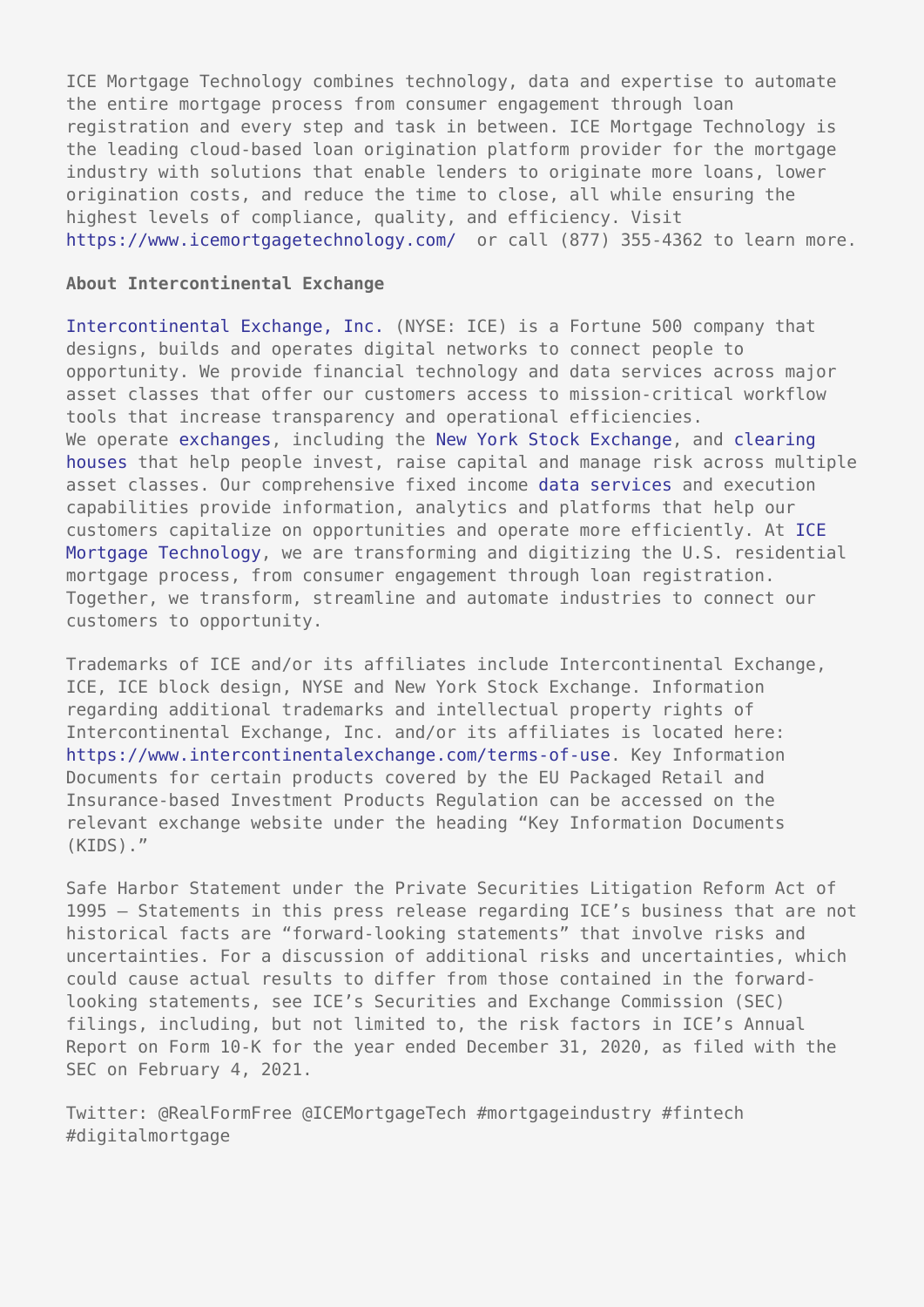ICE Mortgage Technology combines technology, data and expertise to automate the entire mortgage process from consumer engagement through loan registration and every step and task in between. ICE Mortgage Technology is the leading cloud-based loan origination platform provider for the mortgage industry with solutions that enable lenders to originate more loans, lower origination costs, and reduce the time to close, all while ensuring the highest levels of compliance, quality, and efficiency. Visit https://www.icemortgagetechnology.com/ or call (877) 355-4362 to learn more.

**About Intercontinental Exchange**

Intercontinental Exchange, Inc. (NYSE: ICE) is a Fortune 500 company that designs, builds and operates digital networks to connect people to opportunity. We provide financial technology and data services across major asset classes that offer our customers access to mission-critical workflow tools that increase transparency and operational efficiencies.
We operate exchanges, including the New York Stock Exchange, and clearing houses that help people invest, raise capital and manage risk across multiple asset classes. Our comprehensive fixed income data services and execution capabilities provide information, analytics and platforms that help our customers capitalize on opportunities and operate more efficiently. At ICE Mortgage Technology, we are transforming and digitizing the U.S. residential mortgage process, from consumer engagement through loan registration. Together, we transform, streamline and automate industries to connect our customers to opportunity.

Trademarks of ICE and/or its affiliates include Intercontinental Exchange, ICE, ICE block design, NYSE and New York Stock Exchange. Information regarding additional trademarks and intellectual property rights of Intercontinental Exchange, Inc. and/or its affiliates is located here: https://www.intercontinentalexchange.com/terms-of-use. Key Information Documents for certain products covered by the EU Packaged Retail and Insurance-based Investment Products Regulation can be accessed on the relevant exchange website under the heading "Key Information Documents (KIDS)."

Safe Harbor Statement under the Private Securities Litigation Reform Act of 1995 – Statements in this press release regarding ICE's business that are not historical facts are "forward-looking statements" that involve risks and uncertainties. For a discussion of additional risks and uncertainties, which could cause actual results to differ from those contained in the forward-looking statements, see ICE's Securities and Exchange Commission (SEC) filings, including, but not limited to, the risk factors in ICE's Annual Report on Form 10-K for the year ended December 31, 2020, as filed with the SEC on February 4, 2021.

Twitter: @RealFormFree @ICEMortgageTech #mortgageindustry #fintech #digitalmortgage